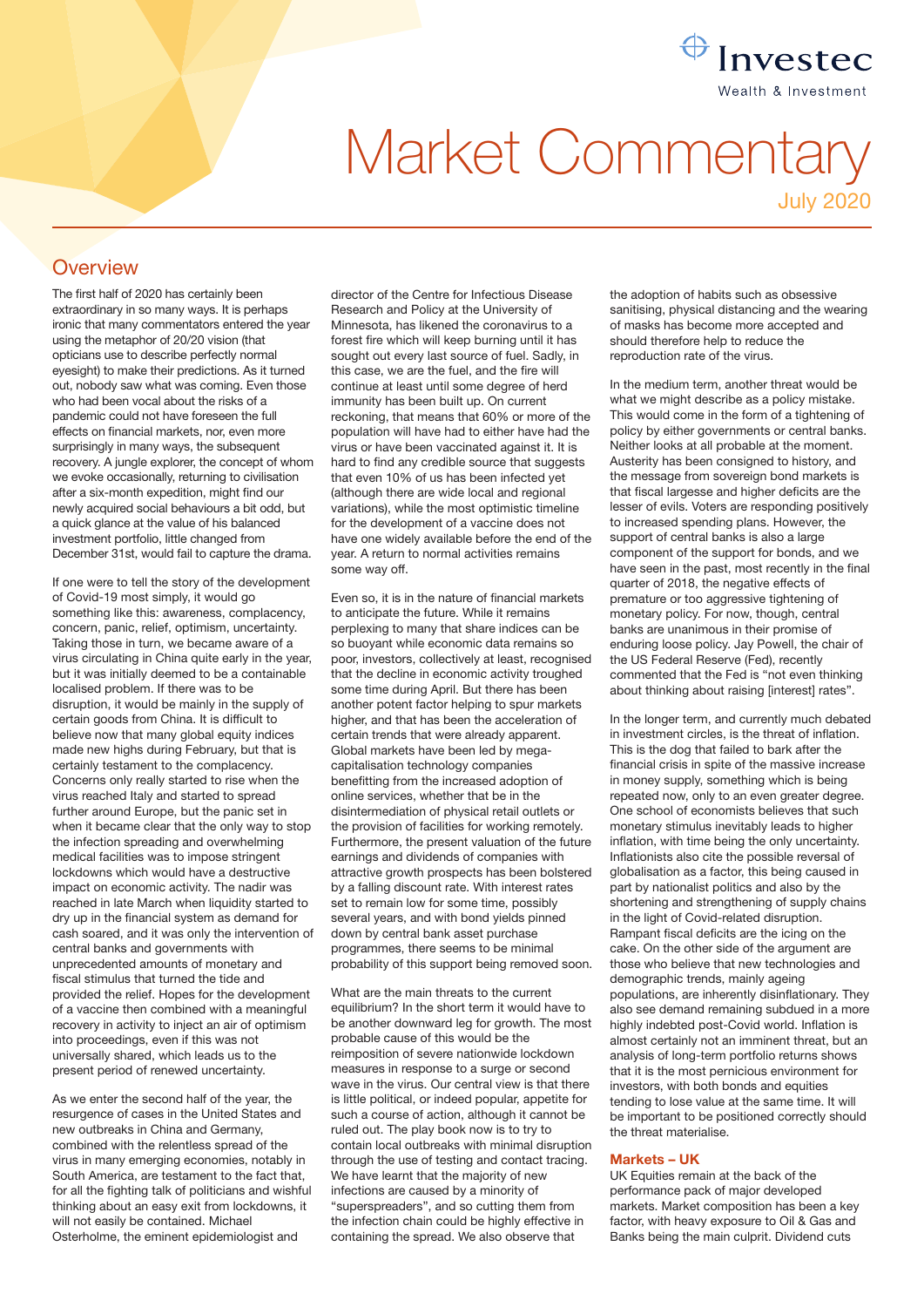Investec Wealth & Investment

# Market Commentary

July 2020

## Overview

The first half of 2020 has certainly been extraordinary in so many ways. It is perhaps ironic that many commentators entered the year using the metaphor of 20/20 vision (that opticians use to describe perfectly normal eyesight) to make their predictions. As it turned out, nobody saw what was coming. Even those who had been vocal about the risks of a pandemic could not have foreseen the full effects on financial markets, nor, even more surprisingly in many ways, the subsequent recovery. A jungle explorer, the concept of whom we evoke occasionally, returning to civilisation after a six-month expedition, might find our newly acquired social behaviours a bit odd, but a quick glance at the value of his balanced investment portfolio, little changed from December 31st, would fail to capture the drama.

If one were to tell the story of the development of Covid-19 most simply, it would go something like this: awareness, complacency, concern, panic, relief, optimism, uncertainty. Taking those in turn, we became aware of a virus circulating in China quite early in the year, but it was initially deemed to be a containable localised problem. If there was to be disruption, it would be mainly in the supply of certain goods from China. It is difficult to believe now that many global equity indices made new highs during February, but that is certainly testament to the complacency. Concerns only really started to rise when the virus reached Italy and started to spread further around Europe, but the panic set in when it became clear that the only way to stop the infection spreading and overwhelming medical facilities was to impose stringent lockdowns which would have a destructive impact on economic activity. The nadir was reached in late March when liquidity started to dry up in the financial system as demand for cash soared, and it was only the intervention of central banks and governments with unprecedented amounts of monetary and fiscal stimulus that turned the tide and provided the relief. Hopes for the development of a vaccine then combined with a meaningful recovery in activity to inject an air of optimism into proceedings, even if this was not universally shared, which leads us to the present period of renewed uncertainty.

As we enter the second half of the year, the resurgence of cases in the United States and new outbreaks in China and Germany, combined with the relentless spread of the virus in many emerging economies, notably in South America, are testament to the fact that, for all the fighting talk of politicians and wishful thinking about an easy exit from lockdowns, it will not easily be contained. Michael Osterholme, the eminent epidemiologist and director of the Centre for Infectious Disease Research and Policy at the University of Minnesota, has likened the coronavirus to a forest fire which will keep burning until it has sought out every last source of fuel. Sadly, in this case, we are the fuel, and the fire will continue at least until some degree of herd immunity has been built up. On current reckoning, that means that 60% or more of the population will have had to either have had the virus or have been vaccinated against it. It is hard to find any credible source that suggests that even 10% of us has been infected yet (although there are wide local and regional variations), while the most optimistic timeline for the development of a vaccine does not have one widely available before the end of the year. A return to normal activities remains some way off.

Even so, it is in the nature of financial markets to anticipate the future. While it remains perplexing to many that share indices can be so buoyant while economic data remains so poor, investors, collectively at least, recognised that the decline in economic activity troughed some time during April. But there has been another potent factor helping to spur markets higher, and that has been the acceleration of certain trends that were already apparent. Global markets have been led by mega-capitalisation technology companies benefitting from the increased adoption of online services, whether that be in the disintermediation of physical retail outlets or the provision of facilities for working remotely. Furthermore, the present valuation of the future earnings and dividends of companies with attractive growth prospects has been bolstered by a falling discount rate. With interest rates set to remain low for some time, possibly several years, and with bond yields pinned down by central bank asset purchase programmes, there seems to be minimal probability of this support being removed soon.

What are the main threats to the current equilibrium? In the short term it would have to be another downward leg for growth. The most probable cause of this would be the reimposition of severe nationwide lockdown measures in response to a surge or second wave in the virus. Our central view is that there is little political, or indeed popular, appetite for such a course of action, although it cannot be ruled out. The play book now is to try to contain local outbreaks with minimal disruption through the use of testing and contact tracing. We have learnt that the majority of new infections are caused by a minority of "superspreaders", and so cutting them from the infection chain could be highly effective in containing the spread. We also observe that the adoption of habits such as obsessive sanitising, physical distancing and the wearing of masks has become more accepted and should therefore help to reduce the reproduction rate of the virus.

In the medium term, another threat would be what we might describe as a policy mistake. This would come in the form of a tightening of policy by either governments or central banks. Neither looks at all probable at the moment. Austerity has been consigned to history, and the message from sovereign bond markets is that fiscal largesse and higher deficits are the lesser of evils. Voters are responding positively to increased spending plans. However, the support of central banks is also a large component of the support for bonds, and we have seen in the past, most recently in the final quarter of 2018, the negative effects of premature or too aggressive tightening of monetary policy. For now, though, central banks are unanimous in their promise of enduring loose policy. Jay Powell, the chair of the US Federal Reserve (Fed), recently commented that the Fed is "not even thinking about thinking about raising [interest] rates".

In the longer term, and currently much debated in investment circles, is the threat of inflation. This is the dog that failed to bark after the financial crisis in spite of the massive increase in money supply, something which is being repeated now, only to an even greater degree. One school of economists believes that such monetary stimulus inevitably leads to higher inflation, with time being the only uncertainty. Inflationists also cite the possible reversal of globalisation as a factor, this being caused in part by nationalist politics and also by the shortening and strengthening of supply chains in the light of Covid-related disruption. Rampant fiscal deficits are the icing on the cake. On the other side of the argument are those who believe that new technologies and demographic trends, mainly ageing populations, are inherently disinflationary. They also see demand remaining subdued in a more highly indebted post-Covid world. Inflation is almost certainly not an imminent threat, but an analysis of long-term portfolio returns shows that it is the most pernicious environment for investors, with both bonds and equities tending to lose value at the same time. It will be important to be positioned correctly should the threat materialise.

### Markets – UK

UK Equities remain at the back of the performance pack of major developed markets. Market composition has been a key factor, with heavy exposure to Oil & Gas and Banks being the main culprit. Dividend cuts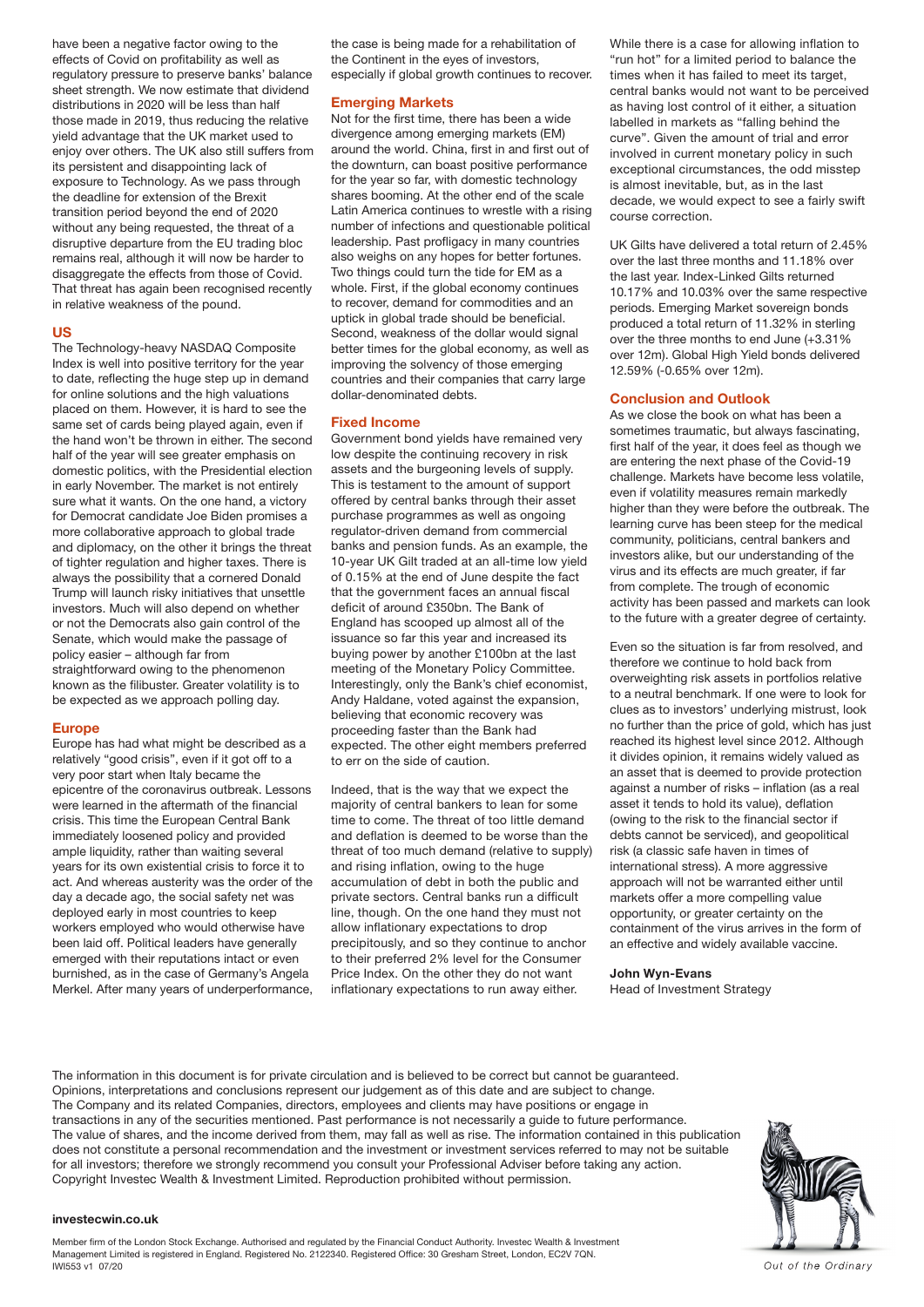have been a negative factor owing to the effects of Covid on profitability as well as regulatory pressure to preserve banks' balance sheet strength. We now estimate that dividend distributions in 2020 will be less than half those made in 2019, thus reducing the relative yield advantage that the UK market used to enjoy over others. The UK also still suffers from its persistent and disappointing lack of exposure to Technology. As we pass through the deadline for extension of the Brexit transition period beyond the end of 2020 without any being requested, the threat of a disruptive departure from the EU trading bloc remains real, although it will now be harder to disaggregate the effects from those of Covid. That threat has again been recognised recently in relative weakness of the pound.

### US

The Technology-heavy NASDAQ Composite Index is well into positive territory for the year to date, reflecting the huge step up in demand for online solutions and the high valuations placed on them. However, it is hard to see the same set of cards being played again, even if the hand won't be thrown in either. The second half of the year will see greater emphasis on domestic politics, with the Presidential election in early November. The market is not entirely sure what it wants. On the one hand, a victory for Democrat candidate Joe Biden promises a more collaborative approach to global trade and diplomacy, on the other it brings the threat of tighter regulation and higher taxes. There is always the possibility that a cornered Donald Trump will launch risky initiatives that unsettle investors. Much will also depend on whether or not the Democrats also gain control of the Senate, which would make the passage of policy easier – although far from straightforward owing to the phenomenon known as the filibuster. Greater volatility is to be expected as we approach polling day.

### Europe

Europe has had what might be described as a relatively "good crisis", even if it got off to a very poor start when Italy became the epicentre of the coronavirus outbreak. Lessons were learned in the aftermath of the financial crisis. This time the European Central Bank immediately loosened policy and provided ample liquidity, rather than waiting several years for its own existential crisis to force it to act. And whereas austerity was the order of the day a decade ago, the social safety net was deployed early in most countries to keep workers employed who would otherwise have been laid off. Political leaders have generally emerged with their reputations intact or even burnished, as in the case of Germany's Angela Merkel. After many years of underperformance, the case is being made for a rehabilitation of the Continent in the eyes of investors, especially if global growth continues to recover.

### Emerging Markets

Not for the first time, there has been a wide divergence among emerging markets (EM) around the world. China, first in and first out of the downturn, can boast positive performance for the year so far, with domestic technology shares booming. At the other end of the scale Latin America continues to wrestle with a rising number of infections and questionable political leadership. Past profligacy in many countries also weighs on any hopes for better fortunes. Two things could turn the tide for EM as a whole. First, if the global economy continues to recover, demand for commodities and an uptick in global trade should be beneficial. Second, weakness of the dollar would signal better times for the global economy, as well as improving the solvency of those emerging countries and their companies that carry large dollar-denominated debts.

### Fixed Income

Government bond yields have remained very low despite the continuing recovery in risk assets and the burgeoning levels of supply. This is testament to the amount of support offered by central banks through their asset purchase programmes as well as ongoing regulator-driven demand from commercial banks and pension funds. As an example, the 10-year UK Gilt traded at an all-time low yield of 0.15% at the end of June despite the fact that the government faces an annual fiscal deficit of around £350bn. The Bank of England has scooped up almost all of the issuance so far this year and increased its buying power by another £100bn at the last meeting of the Monetary Policy Committee. Interestingly, only the Bank's chief economist, Andy Haldane, voted against the expansion, believing that economic recovery was proceeding faster than the Bank had expected. The other eight members preferred to err on the side of caution.

Indeed, that is the way that we expect the majority of central bankers to lean for some time to come. The threat of too little demand and deflation is deemed to be worse than the threat of too much demand (relative to supply) and rising inflation, owing to the huge accumulation of debt in both the public and private sectors. Central banks run a difficult line, though. On the one hand they must not allow inflationary expectations to drop precipitously, and so they continue to anchor to their preferred 2% level for the Consumer Price Index. On the other they do not want inflationary expectations to run away either. While there is a case for allowing inflation to "run hot" for a limited period to balance the times when it has failed to meet its target, central banks would not want to be perceived as having lost control of it either, a situation labelled in markets as "falling behind the curve". Given the amount of trial and error involved in current monetary policy in such exceptional circumstances, the odd misstep is almost inevitable, but, as in the last decade, we would expect to see a fairly swift course correction.

UK Gilts have delivered a total return of 2.45% over the last three months and 11.18% over the last year. Index-Linked Gilts returned 10.17% and 10.03% over the same respective periods. Emerging Market sovereign bonds produced a total return of 11.32% in sterling over the three months to end June (+3.31% over 12m). Global High Yield bonds delivered 12.59% (-0.65% over 12m).

### Conclusion and Outlook

As we close the book on what has been a sometimes traumatic, but always fascinating, first half of the year, it does feel as though we are entering the next phase of the Covid-19 challenge. Markets have become less volatile, even if volatility measures remain markedly higher than they were before the outbreak. The learning curve has been steep for the medical community, politicians, central bankers and investors alike, but our understanding of the virus and its effects are much greater, if far from complete. The trough of economic activity has been passed and markets can look to the future with a greater degree of certainty.

Even so the situation is far from resolved, and therefore we continue to hold back from overweighting risk assets in portfolios relative to a neutral benchmark. If one were to look for clues as to investors' underlying mistrust, look no further than the price of gold, which has just reached its highest level since 2012. Although it divides opinion, it remains widely valued as an asset that is deemed to provide protection against a number of risks – inflation (as a real asset it tends to hold its value), deflation (owing to the risk to the financial sector if debts cannot be serviced), and geopolitical risk (a classic safe haven in times of international stress). A more aggressive approach will not be warranted either until markets offer a more compelling value opportunity, or greater certainty on the containment of the virus arrives in the form of an effective and widely available vaccine.

**John Wyn-Evans**
Head of Investment Strategy

The information in this document is for private circulation and is believed to be correct but cannot be guaranteed. Opinions, interpretations and conclusions represent our judgement as of this date and are subject to change. The Company and its related Companies, directors, employees and clients may have positions or engage in transactions in any of the securities mentioned. Past performance is not necessarily a guide to future performance. The value of shares, and the income derived from them, may fall as well as rise. The information contained in this publication does not constitute a personal recommendation and the investment or investment services referred to may not be suitable for all investors; therefore we strongly recommend you consult your Professional Adviser before taking any action. Copyright Investec Wealth & Investment Limited. Reproduction prohibited without permission.

**investecwin.co.uk**

Member firm of the London Stock Exchange. Authorised and regulated by the Financial Conduct Authority. Investec Wealth & Investment Management Limited is registered in England. Registered No. 2122340. Registered Office: 30 Gresham Street, London, EC2V 7QN.
IWI553 v1 07/20

*Out of the Ordinary*